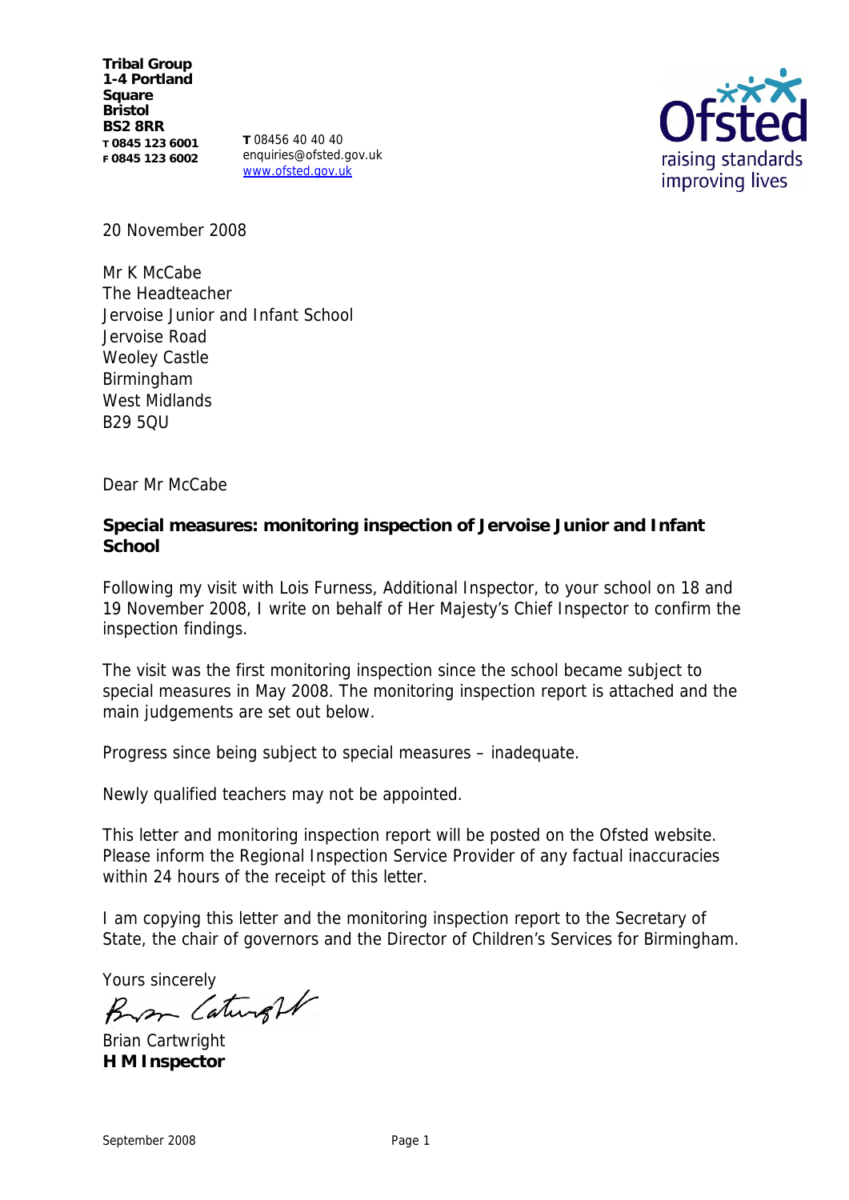**Tribal Group**
**1-4 Portland Square**
**Bristol**
**BS2 8RR**
**T 0845 123 6001**
**F 0845 123 6002**

**T** 08456 40 40 40
enquiries@ofsted.gov.uk
www.ofsted.gov.uk

Ofsted
raising standards
improving lives

20 November 2008

Mr K McCabe
The Headteacher
Jervoise Junior and Infant School
Jervoise Road
Weoley Castle
Birmingham
West Midlands
B29 5QU

Dear Mr McCabe

**Special measures: monitoring inspection of Jervoise Junior and Infant School**

Following my visit with Lois Furness, Additional Inspector, to your school on 18 and 19 November 2008, I write on behalf of Her Majesty's Chief Inspector to confirm the inspection findings.

The visit was the first monitoring inspection since the school became subject to special measures in May 2008. The monitoring inspection report is attached and the main judgements are set out below.

Progress since being subject to special measures – inadequate.

Newly qualified teachers may not be appointed.

This letter and monitoring inspection report will be posted on the Ofsted website. Please inform the Regional Inspection Service Provider of any factual inaccuracies within 24 hours of the receipt of this letter.

I am copying this letter and the monitoring inspection report to the Secretary of State, the chair of governors and the Director of Children's Services for Birmingham.

Yours sincerely

Brian Cartwright
**H M Inspector**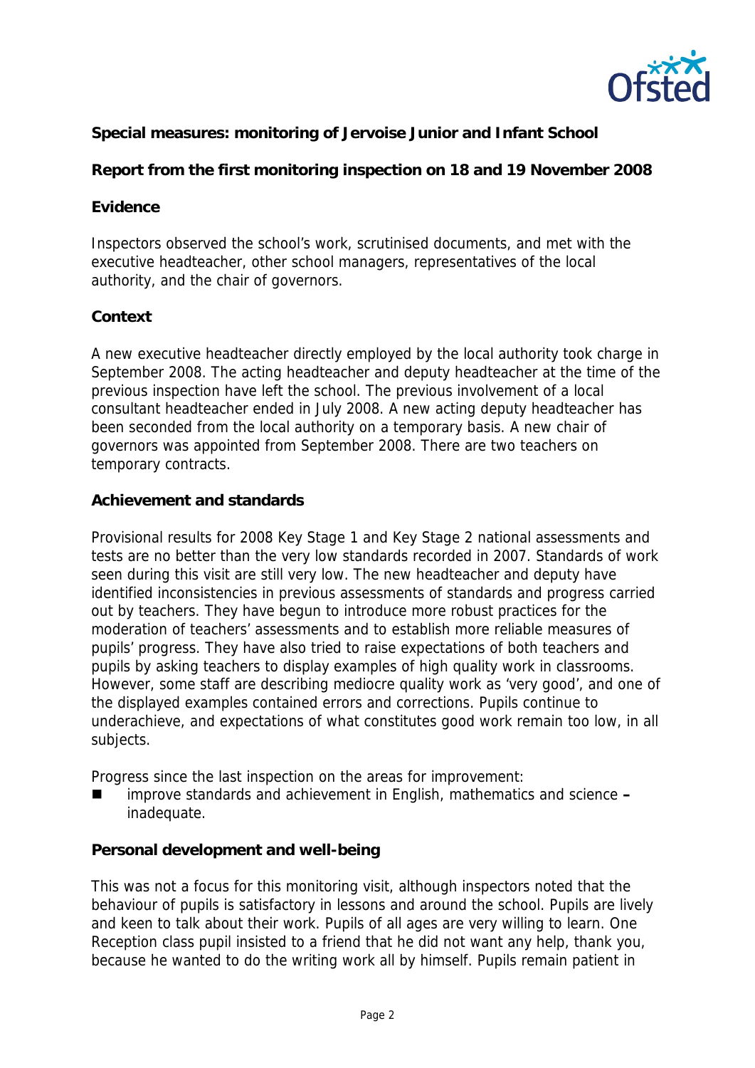**Special measures: monitoring of Jervoise Junior and Infant School**

**Report from the first monitoring inspection on 18 and 19 November 2008**

**Evidence**

Inspectors observed the school's work, scrutinised documents, and met with the executive headteacher, other school managers, representatives of the local authority, and the chair of governors.

**Context**

A new executive headteacher directly employed by the local authority took charge in September 2008. The acting headteacher and deputy headteacher at the time of the previous inspection have left the school. The previous involvement of a local consultant headteacher ended in July 2008. A new acting deputy headteacher has been seconded from the local authority on a temporary basis. A new chair of governors was appointed from September 2008. There are two teachers on temporary contracts.

**Achievement and standards**

Provisional results for 2008 Key Stage 1 and Key Stage 2 national assessments and tests are no better than the very low standards recorded in 2007. Standards of work seen during this visit are still very low. The new headteacher and deputy have identified inconsistencies in previous assessments of standards and progress carried out by teachers. They have begun to introduce more robust practices for the moderation of teachers' assessments and to establish more reliable measures of pupils' progress. They have also tried to raise expectations of both teachers and pupils by asking teachers to display examples of high quality work in classrooms. However, some staff are describing mediocre quality work as 'very good', and one of the displayed examples contained errors and corrections. Pupils continue to underachieve, and expectations of what constitutes good work remain too low, in all subjects.

Progress since the last inspection on the areas for improvement:

- improve standards and achievement in English, mathematics and science **–** inadequate.

**Personal development and well-being**

This was not a focus for this monitoring visit, although inspectors noted that the behaviour of pupils is satisfactory in lessons and around the school. Pupils are lively and keen to talk about their work. Pupils of all ages are very willing to learn. One Reception class pupil insisted to a friend that he did not want any help, thank you, because he wanted to do the writing work all by himself. Pupils remain patient in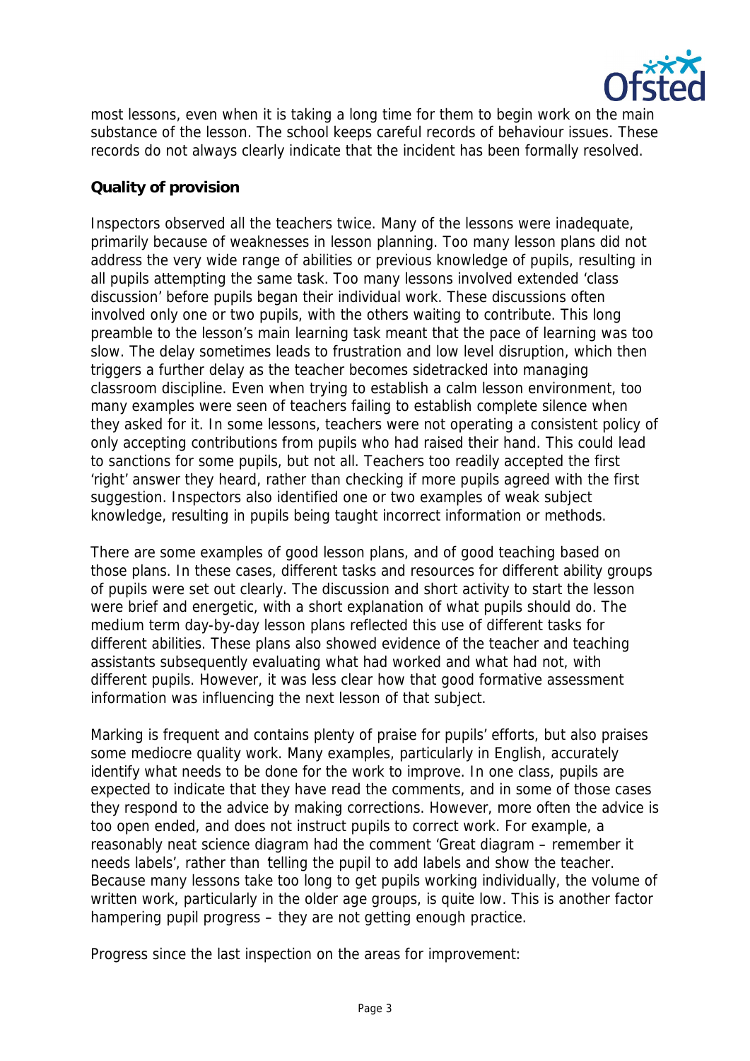most lessons, even when it is taking a long time for them to begin work on the main substance of the lesson. The school keeps careful records of behaviour issues. These records do not always clearly indicate that the incident has been formally resolved.

**Quality of provision**

Inspectors observed all the teachers twice. Many of the lessons were inadequate, primarily because of weaknesses in lesson planning. Too many lesson plans did not address the very wide range of abilities or previous knowledge of pupils, resulting in all pupils attempting the same task. Too many lessons involved extended 'class discussion' before pupils began their individual work. These discussions often involved only one or two pupils, with the others waiting to contribute. This long preamble to the lesson's main learning task meant that the pace of learning was too slow. The delay sometimes leads to frustration and low level disruption, which then triggers a further delay as the teacher becomes sidetracked into managing classroom discipline. Even when trying to establish a calm lesson environment, too many examples were seen of teachers failing to establish complete silence when they asked for it. In some lessons, teachers were not operating a consistent policy of only accepting contributions from pupils who had raised their hand. This could lead to sanctions for some pupils, but not all. Teachers too readily accepted the first 'right' answer they heard, rather than checking if more pupils agreed with the first suggestion. Inspectors also identified one or two examples of weak subject knowledge, resulting in pupils being taught incorrect information or methods.

There are some examples of good lesson plans, and of good teaching based on those plans. In these cases, different tasks and resources for different ability groups of pupils were set out clearly. The discussion and short activity to start the lesson were brief and energetic, with a short explanation of what pupils should do. The medium term day-by-day lesson plans reflected this use of different tasks for different abilities. These plans also showed evidence of the teacher and teaching assistants subsequently evaluating what had worked and what had not, with different pupils. However, it was less clear how that good formative assessment information was influencing the next lesson of that subject.

Marking is frequent and contains plenty of praise for pupils' efforts, but also praises some mediocre quality work. Many examples, particularly in English, accurately identify what needs to be done for the work to improve. In one class, pupils are expected to indicate that they have read the comments, and in some of those cases they respond to the advice by making corrections. However, more often the advice is too open ended, and does not instruct pupils to correct work. For example, a reasonably neat science diagram had the comment 'Great diagram – remember it needs labels', rather than telling the pupil to add labels and show the teacher. Because many lessons take too long to get pupils working individually, the volume of written work, particularly in the older age groups, is quite low. This is another factor hampering pupil progress – they are not getting enough practice.

Progress since the last inspection on the areas for improvement: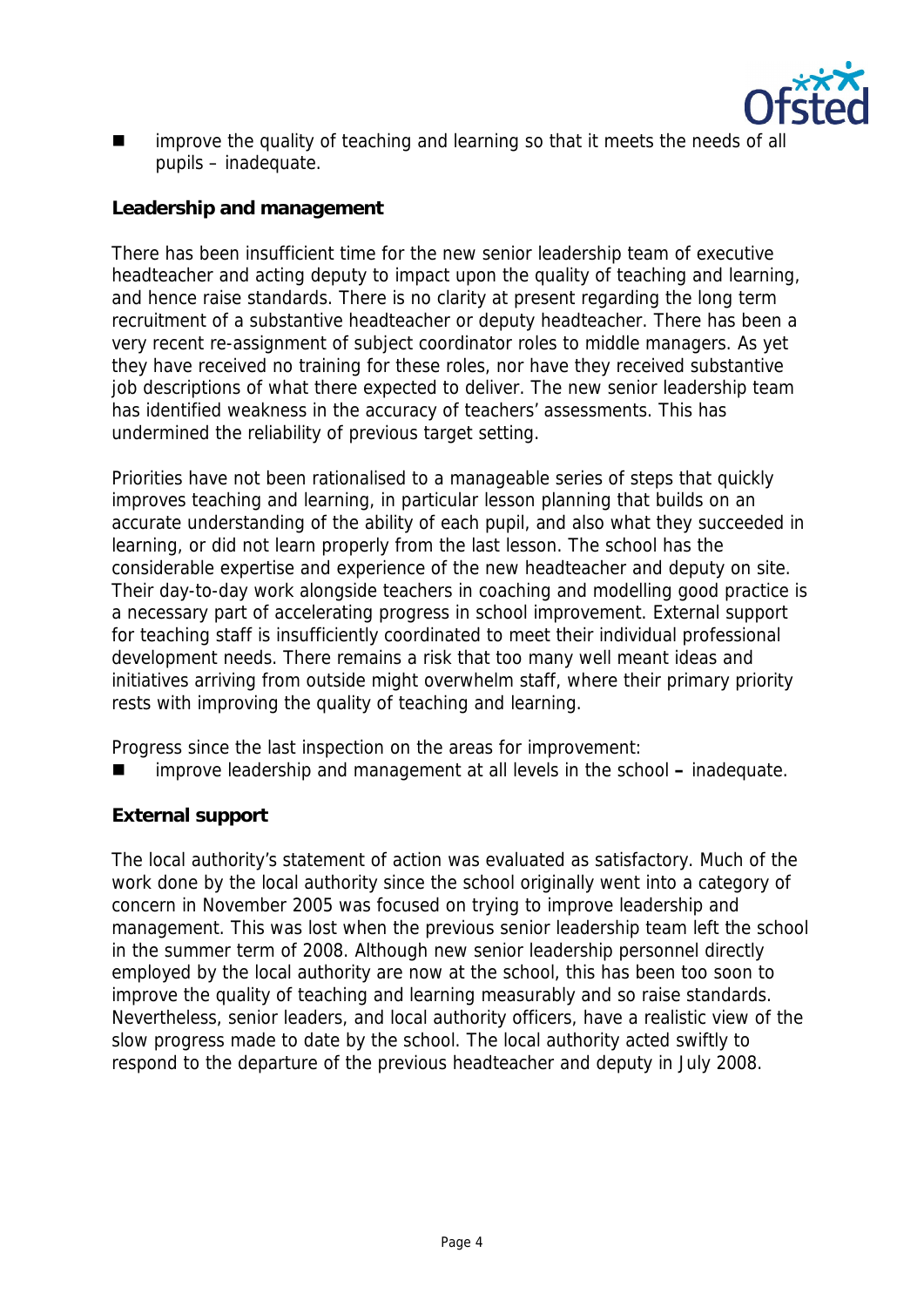- improve the quality of teaching and learning so that it meets the needs of all pupils – inadequate.

**Leadership and management**

There has been insufficient time for the new senior leadership team of executive headteacher and acting deputy to impact upon the quality of teaching and learning, and hence raise standards. There is no clarity at present regarding the long term recruitment of a substantive headteacher or deputy headteacher. There has been a very recent re-assignment of subject coordinator roles to middle managers. As yet they have received no training for these roles, nor have they received substantive job descriptions of what there expected to deliver. The new senior leadership team has identified weakness in the accuracy of teachers' assessments. This has undermined the reliability of previous target setting.

Priorities have not been rationalised to a manageable series of steps that quickly improves teaching and learning, in particular lesson planning that builds on an accurate understanding of the ability of each pupil, and also what they succeeded in learning, or did not learn properly from the last lesson. The school has the considerable expertise and experience of the new headteacher and deputy on site. Their day-to-day work alongside teachers in coaching and modelling good practice is a necessary part of accelerating progress in school improvement. External support for teaching staff is insufficiently coordinated to meet their individual professional development needs. There remains a risk that too many well meant ideas and initiatives arriving from outside might overwhelm staff, where their primary priority rests with improving the quality of teaching and learning.

Progress since the last inspection on the areas for improvement:

- improve leadership and management at all levels in the school **–** inadequate.

**External support**

The local authority's statement of action was evaluated as satisfactory. Much of the work done by the local authority since the school originally went into a category of concern in November 2005 was focused on trying to improve leadership and management. This was lost when the previous senior leadership team left the school in the summer term of 2008. Although new senior leadership personnel directly employed by the local authority are now at the school, this has been too soon to improve the quality of teaching and learning measurably and so raise standards. Nevertheless, senior leaders, and local authority officers, have a realistic view of the slow progress made to date by the school. The local authority acted swiftly to respond to the departure of the previous headteacher and deputy in July 2008.